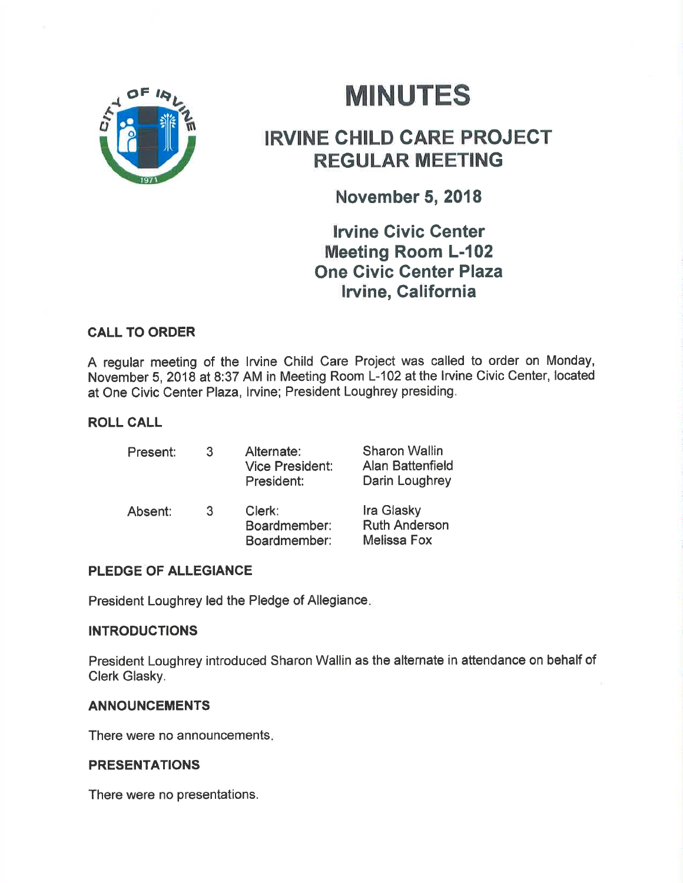# MINUTES

## IRVINE CHILD CARE PROJECT REGULAR MEETING

### November 5, 2018

### Irvine Civic Center
### Meeting Room L-102
### One Civic Center Plaza
### Irvine, California

**CALL TO ORDER**

A regular meeting of the Irvine Child Care Project was called to order on Monday, November 5, 2018 at 8:37 AM in Meeting Room L-102 at the Irvine Civic Center, located at One Civic Center Plaza, Irvine; President Loughrey presiding.

**ROLL CALL**

| | | | |
|---|---|---|---|
| Present: | 3 | Alternate: | Sharon Wallin |
| | | Vice President: | Alan Battenfield |
| | | President: | Darin Loughrey |
| Absent: | 3 | Clerk: | Ira Glasky |
| | | Boardmember: | Ruth Anderson |
| | | Boardmember: | Melissa Fox |

**PLEDGE OF ALLEGIANCE**

President Loughrey led the Pledge of Allegiance.

**INTRODUCTIONS**

President Loughrey introduced Sharon Wallin as the alternate in attendance on behalf of Clerk Glasky.

**ANNOUNCEMENTS**

There were no announcements.

**PRESENTATIONS**

There were no presentations.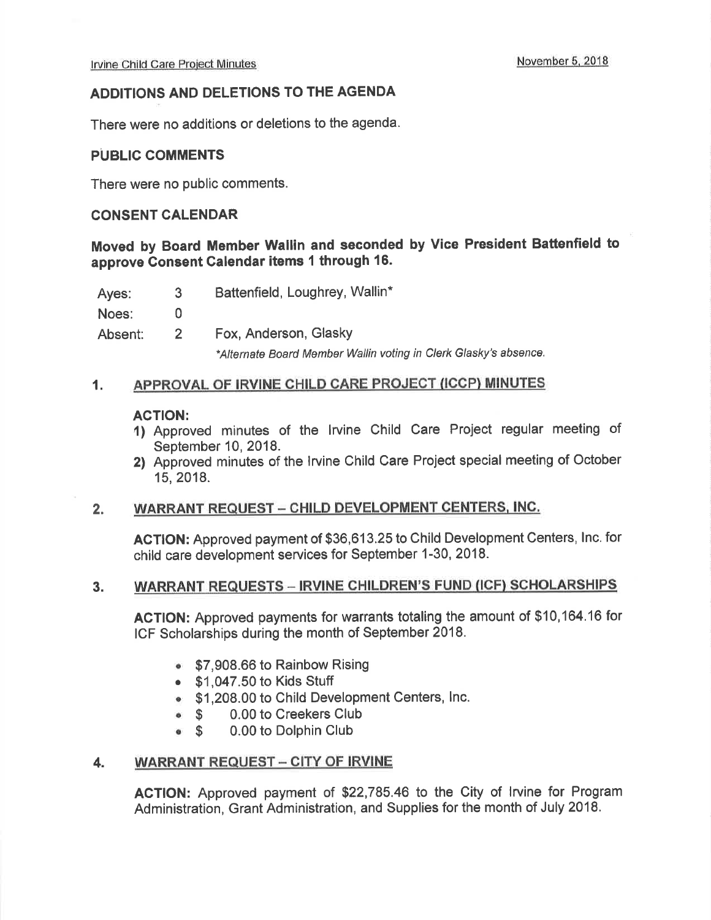## ADDITIONS AND DELETIONS TO THE AGENDA

There were no additions or deletions to the agenda.

## PUBLIC COMMENTS

There were no public comments.

## CONSENT CALENDAR

**Moved by Board Member Wallin and seconded by Vice President Battenfield to approve Consent Calendar items 1 through 16.**

| | | |
|---|---|---|
| Ayes: | 3 | Battenfield, Loughrey, Wallin* |
| Noes: | 0 | |
| Absent: | 2 | Fox, Anderson, Glasky |

*\*Alternate Board Member Wallin voting in Clerk Glasky's absence.*

### 1. APPROVAL OF IRVINE CHILD CARE PROJECT (ICCP) MINUTES

**ACTION:**

1) Approved minutes of the Irvine Child Care Project regular meeting of September 10, 2018.
2) Approved minutes of the Irvine Child Care Project special meeting of October 15, 2018.

### 2. WARRANT REQUEST – CHILD DEVELOPMENT CENTERS, INC.

**ACTION:** Approved payment of $36,613.25 to Child Development Centers, Inc. for child care development services for September 1-30, 2018.

### 3. WARRANT REQUESTS – IRVINE CHILDREN'S FUND (ICF) SCHOLARSHIPS

**ACTION:** Approved payments for warrants totaling the amount of $10,164.16 for ICF Scholarships during the month of September 2018.

- $7,908.66 to Rainbow Rising
- $1,047.50 to Kids Stuff
- $1,208.00 to Child Development Centers, Inc.
- $ 0.00 to Creekers Club
- $ 0.00 to Dolphin Club

### 4. WARRANT REQUEST – CITY OF IRVINE

**ACTION:** Approved payment of $22,785.46 to the City of Irvine for Program Administration, Grant Administration, and Supplies for the month of July 2018.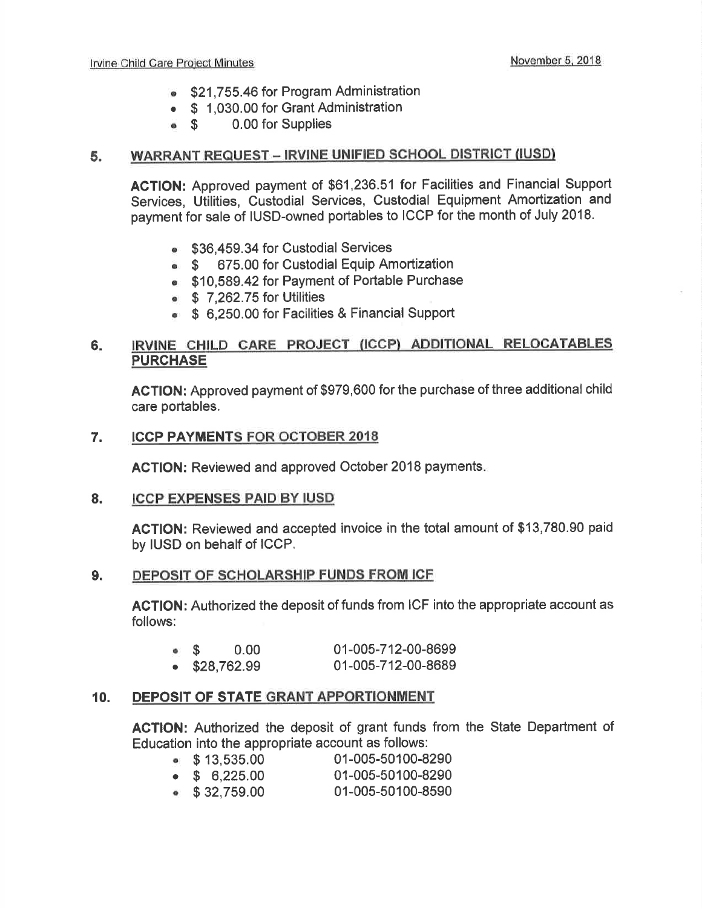- $21,755.46 for Program Administration
- $ 1,030.00 for Grant Administration
- $ 0.00 for Supplies

## 5. WARRANT REQUEST – IRVINE UNIFIED SCHOOL DISTRICT (IUSD)

**ACTION:** Approved payment of $61,236.51 for Facilities and Financial Support Services, Utilities, Custodial Services, Custodial Equipment Amortization and payment for sale of IUSD-owned portables to ICCP for the month of July 2018.

- $36,459.34 for Custodial Services
- $ 675.00 for Custodial Equip Amortization
- $10,589.42 for Payment of Portable Purchase
- $ 7,262.75 for Utilities
- $ 6,250.00 for Facilities & Financial Support

## 6. IRVINE CHILD CARE PROJECT (ICCP) ADDITIONAL RELOCATABLES PURCHASE

**ACTION:** Approved payment of $979,600 for the purchase of three additional child care portables.

## 7. ICCP PAYMENTS FOR OCTOBER 2018

**ACTION:** Reviewed and approved October 2018 payments.

## 8. ICCP EXPENSES PAID BY IUSD

**ACTION:** Reviewed and accepted invoice in the total amount of $13,780.90 paid by IUSD on behalf of ICCP.

## 9. DEPOSIT OF SCHOLARSHIP FUNDS FROM ICF

**ACTION:** Authorized the deposit of funds from ICF into the appropriate account as follows:

- $ 0.00 01-005-712-00-8699
- $28,762.99 01-005-712-00-8689

## 10. DEPOSIT OF STATE GRANT APPORTIONMENT

**ACTION:** Authorized the deposit of grant funds from the State Department of Education into the appropriate account as follows:

- $ 13,535.00 01-005-50100-8290
- $ 6,225.00 01-005-50100-8290
- $ 32,759.00 01-005-50100-8590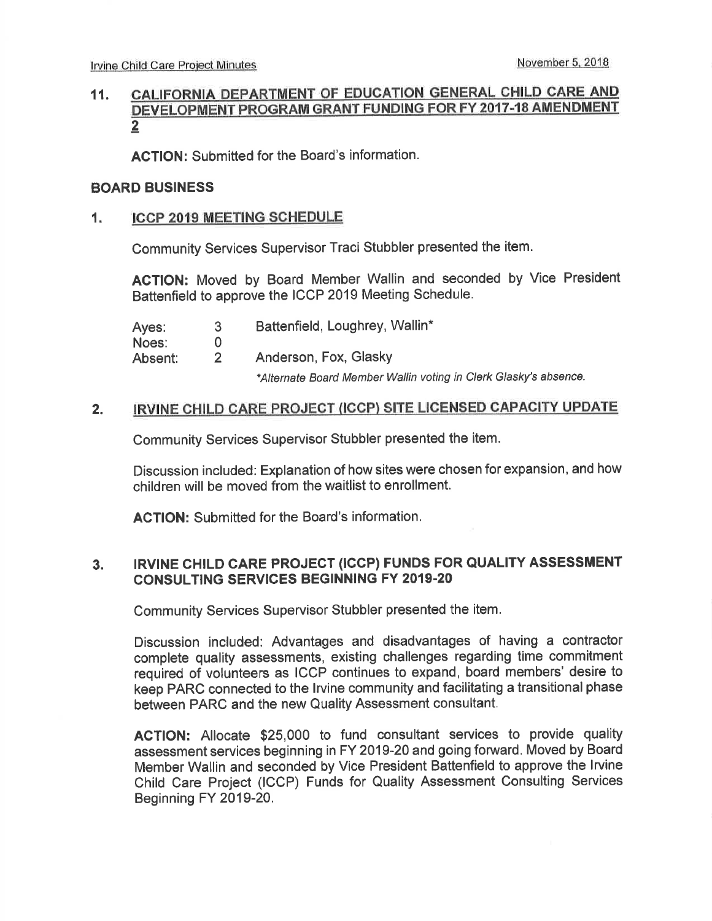## 11. CALIFORNIA DEPARTMENT OF EDUCATION GENERAL CHILD CARE AND DEVELOPMENT PROGRAM GRANT FUNDING FOR FY 2017-18 AMENDMENT 2

**ACTION:** Submitted for the Board's information.

## BOARD BUSINESS

### 1. ICCP 2019 MEETING SCHEDULE

Community Services Supervisor Traci Stubbler presented the item.

**ACTION:** Moved by Board Member Wallin and seconded by Vice President Battenfield to approve the ICCP 2019 Meeting Schedule.

| | | |
|---|---|---|
| Ayes: | 3 | Battenfield, Loughrey, Wallin* |
| Noes: | 0 | |
| Absent: | 2 | Anderson, Fox, Glasky |

*\*Alternate Board Member Wallin voting in Clerk Glasky's absence.*

### 2. IRVINE CHILD CARE PROJECT (ICCP) SITE LICENSED CAPACITY UPDATE

Community Services Supervisor Stubbler presented the item.

Discussion included: Explanation of how sites were chosen for expansion, and how children will be moved from the waitlist to enrollment.

**ACTION:** Submitted for the Board's information.

### 3. IRVINE CHILD CARE PROJECT (ICCP) FUNDS FOR QUALITY ASSESSMENT CONSULTING SERVICES BEGINNING FY 2019-20

Community Services Supervisor Stubbler presented the item.

Discussion included: Advantages and disadvantages of having a contractor complete quality assessments, existing challenges regarding time commitment required of volunteers as ICCP continues to expand, board members' desire to keep PARC connected to the Irvine community and facilitating a transitional phase between PARC and the new Quality Assessment consultant.

**ACTION:** Allocate $25,000 to fund consultant services to provide quality assessment services beginning in FY 2019-20 and going forward. Moved by Board Member Wallin and seconded by Vice President Battenfield to approve the Irvine Child Care Project (ICCP) Funds for Quality Assessment Consulting Services Beginning FY 2019-20.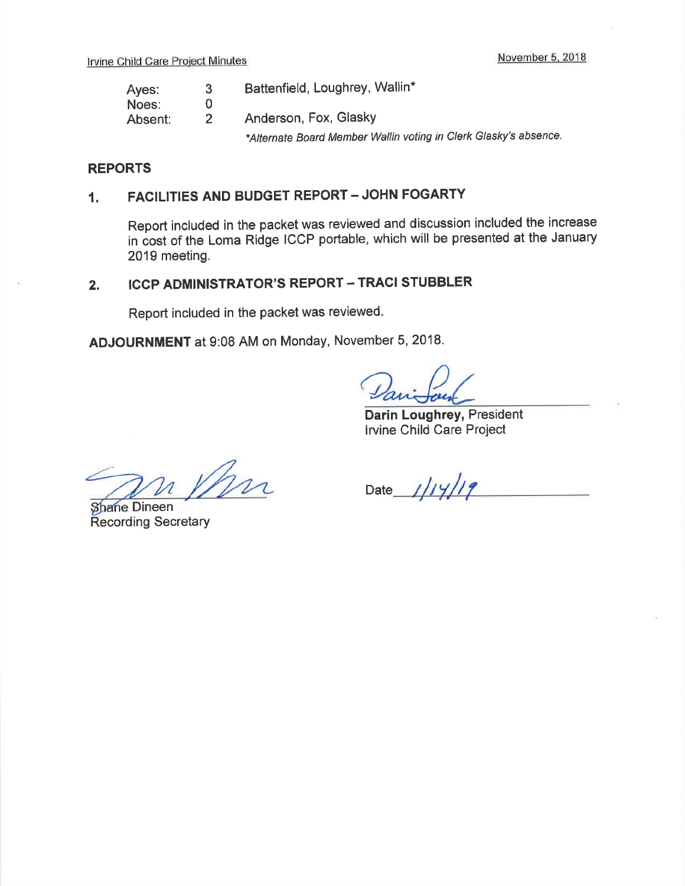| | | |
|---|---|---|
| Ayes: | 3 | Battenfield, Loughrey, Wallin* |
| Noes: | 0 | |
| Absent: | 2 | Anderson, Fox, Glasky |

*\*Alternate Board Member Wallin voting in Clerk Glasky's absence.*

## REPORTS

### 1. FACILITIES AND BUDGET REPORT – JOHN FOGARTY

Report included in the packet was reviewed and discussion included the increase in cost of the Loma Ridge ICCP portable, which will be presented at the January 2019 meeting.

### 2. ICCP ADMINISTRATOR'S REPORT – TRACI STUBBLER

Report included in the packet was reviewed.

**ADJOURNMENT** at 9:08 AM on Monday, November 5, 2018.

**Darin Loughrey,** President
Irvine Child Care Project

Shane Dineen
Recording Secretary

Date 1/14/19